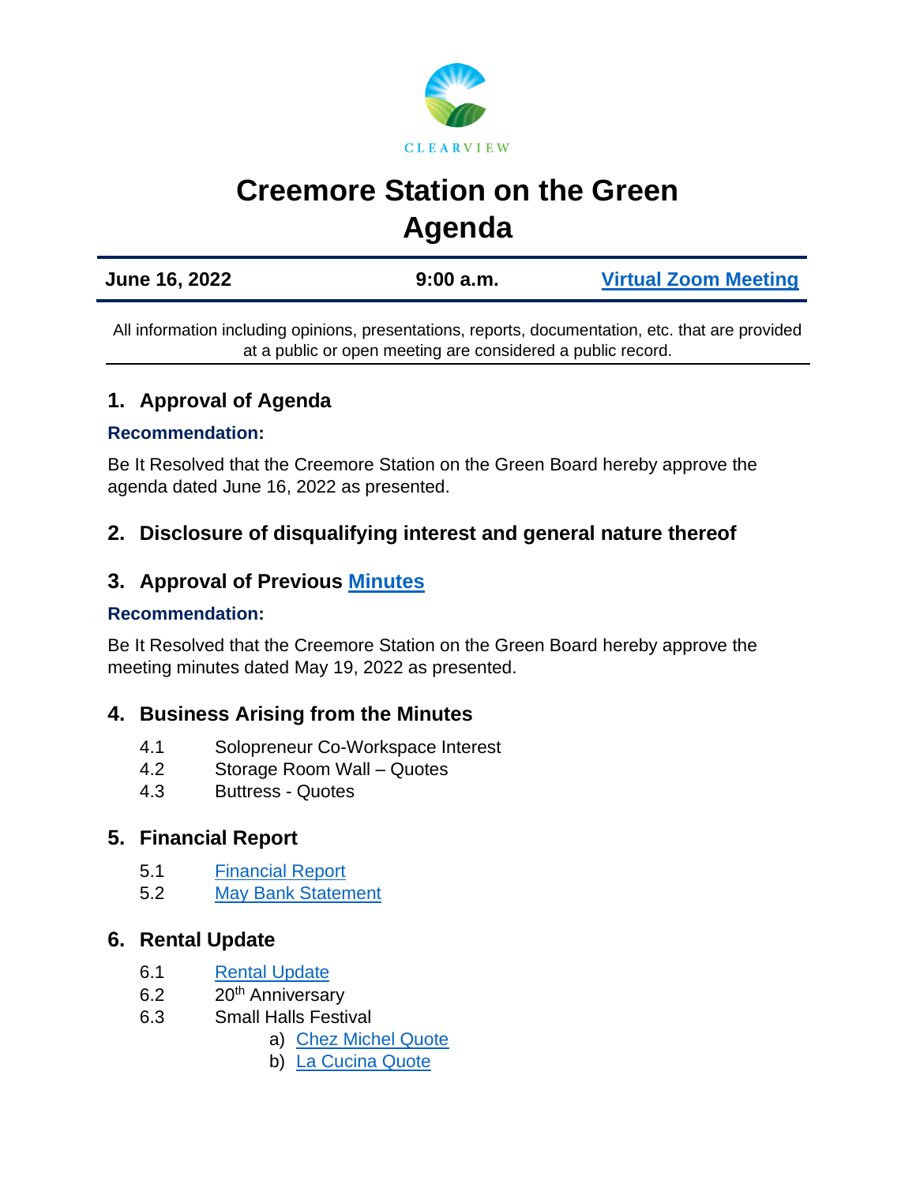# Creemore Station on the Green
# Agenda

| June 16, 2022 | 9:00 a.m. | Virtual Zoom Meeting |
|---|---|---|

All information including opinions, presentations, reports, documentation, etc. that are provided at a public or open meeting are considered a public record.

## 1. Approval of Agenda

**Recommendation:**

Be It Resolved that the Creemore Station on the Green Board hereby approve the agenda dated June 16, 2022 as presented.

## 2. Disclosure of disqualifying interest and general nature thereof

## 3. Approval of Previous Minutes

**Recommendation:**

Be It Resolved that the Creemore Station on the Green Board hereby approve the meeting minutes dated May 19, 2022 as presented.

## 4. Business Arising from the Minutes

4.1 Solopreneur Co-Workspace Interest
4.2 Storage Room Wall – Quotes
4.3 Buttress - Quotes

## 5. Financial Report

5.1 Financial Report
5.2 May Bank Statement

## 6. Rental Update

6.1 Rental Update
6.2 20th Anniversary
6.3 Small Halls Festival
- a) Chez Michel Quote
- b) La Cucina Quote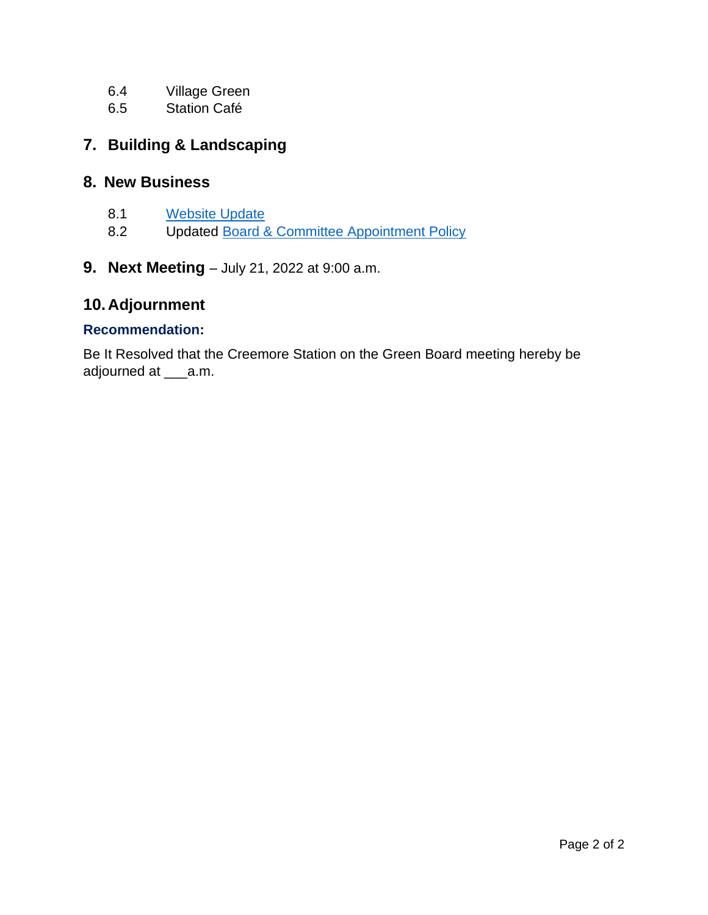6.4 Village Green

6.5 Station Café

## 7. Building & Landscaping

## 8. New Business

8.1 Website Update

8.2 Updated Board & Committee Appointment Policy

## 9. Next Meeting – July 21, 2022 at 9:00 a.m.

## 10. Adjournment

**Recommendation:**

Be It Resolved that the Creemore Station on the Green Board meeting hereby be adjourned at ___a.m.